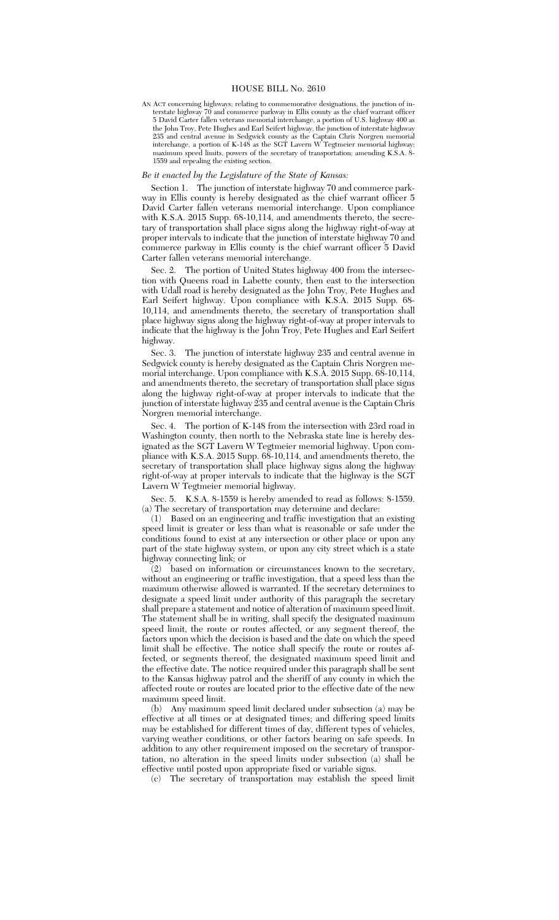# HOUSE BILL No. 2610

AN ACT concerning highways; relating to commemorative designations, the junction of interstate highway 70 and commerce parkway in Ellis county as the chief warrant officer 5 David Carter fallen veterans memorial interchange, a portion of U.S. highway 400 as the John Troy, Pete Hughes and Earl Seifert highway, the junction of interstate highway 235 and central avenue in Sedgwick county as the Captain Chris Norgren memorial interchange, a portion of K-148 as the SGT Lavern W Tegtmeier memorial highway; maximum speed limits, powers of the secretary of transportation; amending K.S.A. 8-1559 and repealing the existing section.

*Be it enacted by the Legislature of the State of Kansas:*

Section 1. The junction of interstate highway 70 and commerce parkway in Ellis county is hereby designated as the chief warrant officer 5 David Carter fallen veterans memorial interchange. Upon compliance with K.S.A. 2015 Supp. 68-10,114, and amendments thereto, the secretary of transportation shall place signs along the highway right-of-way at proper intervals to indicate that the junction of interstate highway 70 and commerce parkway in Ellis county is the chief warrant officer 5 David Carter fallen veterans memorial interchange.

Sec. 2. The portion of United States highway 400 from the intersection with Queens road in Labette county, then east to the intersection with Udall road is hereby designated as the John Troy, Pete Hughes and Earl Seifert highway. Upon compliance with K.S.A. 2015 Supp. 68-10,114, and amendments thereto, the secretary of transportation shall place highway signs along the highway right-of-way at proper intervals to indicate that the highway is the John Troy, Pete Hughes and Earl Seifert highway.

Sec. 3. The junction of interstate highway 235 and central avenue in Sedgwick county is hereby designated as the Captain Chris Norgren memorial interchange. Upon compliance with K.S.A. 2015 Supp. 68-10,114, and amendments thereto, the secretary of transportation shall place signs along the highway right-of-way at proper intervals to indicate that the junction of interstate highway 235 and central avenue is the Captain Chris Norgren memorial interchange.

Sec. 4. The portion of K-148 from the intersection with 23rd road in Washington county, then north to the Nebraska state line is hereby designated as the SGT Lavern W Tegtmeier memorial highway. Upon compliance with K.S.A. 2015 Supp. 68-10,114, and amendments thereto, the secretary of transportation shall place highway signs along the highway right-of-way at proper intervals to indicate that the highway is the SGT Lavern W Tegtmeier memorial highway.

Sec. 5. K.S.A. 8-1559 is hereby amended to read as follows: 8-1559. (a) The secretary of transportation may determine and declare:

(1) Based on an engineering and traffic investigation that an existing speed limit is greater or less than what is reasonable or safe under the conditions found to exist at any intersection or other place or upon any part of the state highway system, or upon any city street which is a state highway connecting link; or

(2) based on information or circumstances known to the secretary, without an engineering or traffic investigation, that a speed less than the maximum otherwise allowed is warranted. If the secretary determines to designate a speed limit under authority of this paragraph the secretary shall prepare a statement and notice of alteration of maximum speed limit. The statement shall be in writing, shall specify the designated maximum speed limit, the route or routes affected, or any segment thereof, the factors upon which the decision is based and the date on which the speed limit shall be effective. The notice shall specify the route or routes affected, or segments thereof, the designated maximum speed limit and the effective date. The notice required under this paragraph shall be sent to the Kansas highway patrol and the sheriff of any county in which the affected route or routes are located prior to the effective date of the new maximum speed limit.

(b) Any maximum speed limit declared under subsection (a) may be effective at all times or at designated times; and differing speed limits may be established for different times of day, different types of vehicles, varying weather conditions, or other factors bearing on safe speeds. In addition to any other requirement imposed on the secretary of transportation, no alteration in the speed limits under subsection (a) shall be effective until posted upon appropriate fixed or variable signs.

(c) The secretary of transportation may establish the speed limit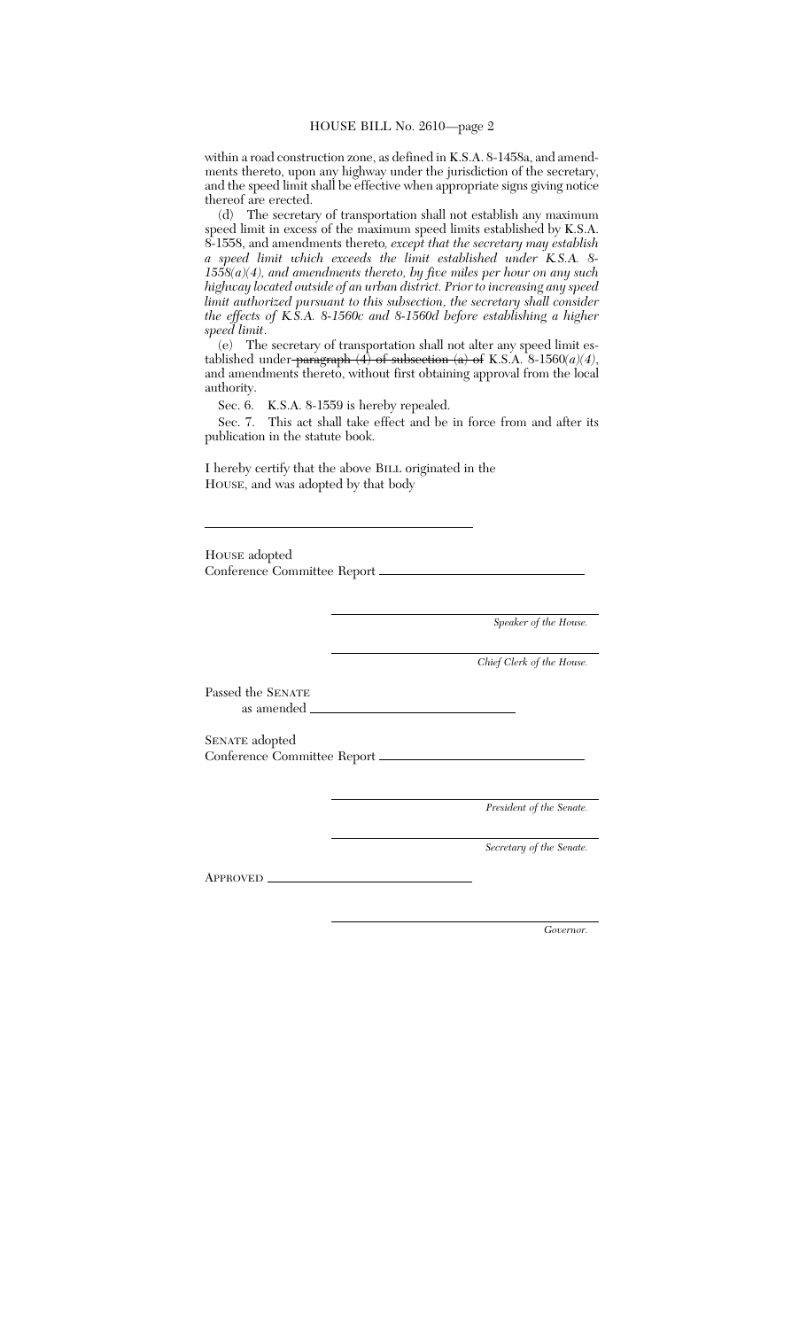within a road construction zone, as defined in K.S.A. 8-1458a, and amendments thereto, upon any highway under the jurisdiction of the secretary, and the speed limit shall be effective when appropriate signs giving notice thereof are erected.

(d) The secretary of transportation shall not establish any maximum speed limit in excess of the maximum speed limits established by K.S.A. 8-1558, and amendments thereto*, except that the secretary may establish a speed limit which exceeds the limit established under K.S.A. 8-1558(a)(4), and amendments thereto, by five miles per hour on any such highway located outside of an urban district. Prior to increasing any speed limit authorized pursuant to this subsection, the secretary shall consider the effects of K.S.A. 8-1560c and 8-1560d before establishing a higher speed limit*.

(e) The secretary of transportation shall not alter any speed limit established under ~~paragraph (4) of subsection (a) of~~ K.S.A. 8-1560*(a)(4)*, and amendments thereto, without first obtaining approval from the local authority.

Sec. 6. K.S.A. 8-1559 is hereby repealed.

Sec. 7. This act shall take effect and be in force from and after its publication in the statute book.

I hereby certify that the above BILL originated in the HOUSE, and was adopted by that body

\_\_\_\_\_\_\_\_\_\_\_\_\_\_\_\_\_\_\_\_\_\_\_\_\_\_\_\_

HOUSE adopted
Conference Committee Report \_\_\_\_\_\_\_\_\_\_\_\_\_\_\_\_\_\_\_\_\_\_\_\_

\_\_\_\_\_\_\_\_\_\_\_\_\_\_\_\_\_\_\_\_\_\_\_\_
*Speaker of the House.*

\_\_\_\_\_\_\_\_\_\_\_\_\_\_\_\_\_\_\_\_\_\_\_\_
*Chief Clerk of the House.*

Passed the SENATE
as amended \_\_\_\_\_\_\_\_\_\_\_\_\_\_\_\_\_\_\_\_\_\_\_\_

SENATE adopted
Conference Committee Report \_\_\_\_\_\_\_\_\_\_\_\_\_\_\_\_\_\_\_\_\_\_\_\_

\_\_\_\_\_\_\_\_\_\_\_\_\_\_\_\_\_\_\_\_\_\_\_\_
*President of the Senate.*

\_\_\_\_\_\_\_\_\_\_\_\_\_\_\_\_\_\_\_\_\_\_\_\_
*Secretary of the Senate.*

APPROVED \_\_\_\_\_\_\_\_\_\_\_\_\_\_\_\_\_\_\_\_\_\_\_\_

\_\_\_\_\_\_\_\_\_\_\_\_\_\_\_\_\_\_\_\_\_\_\_\_
*Governor.*